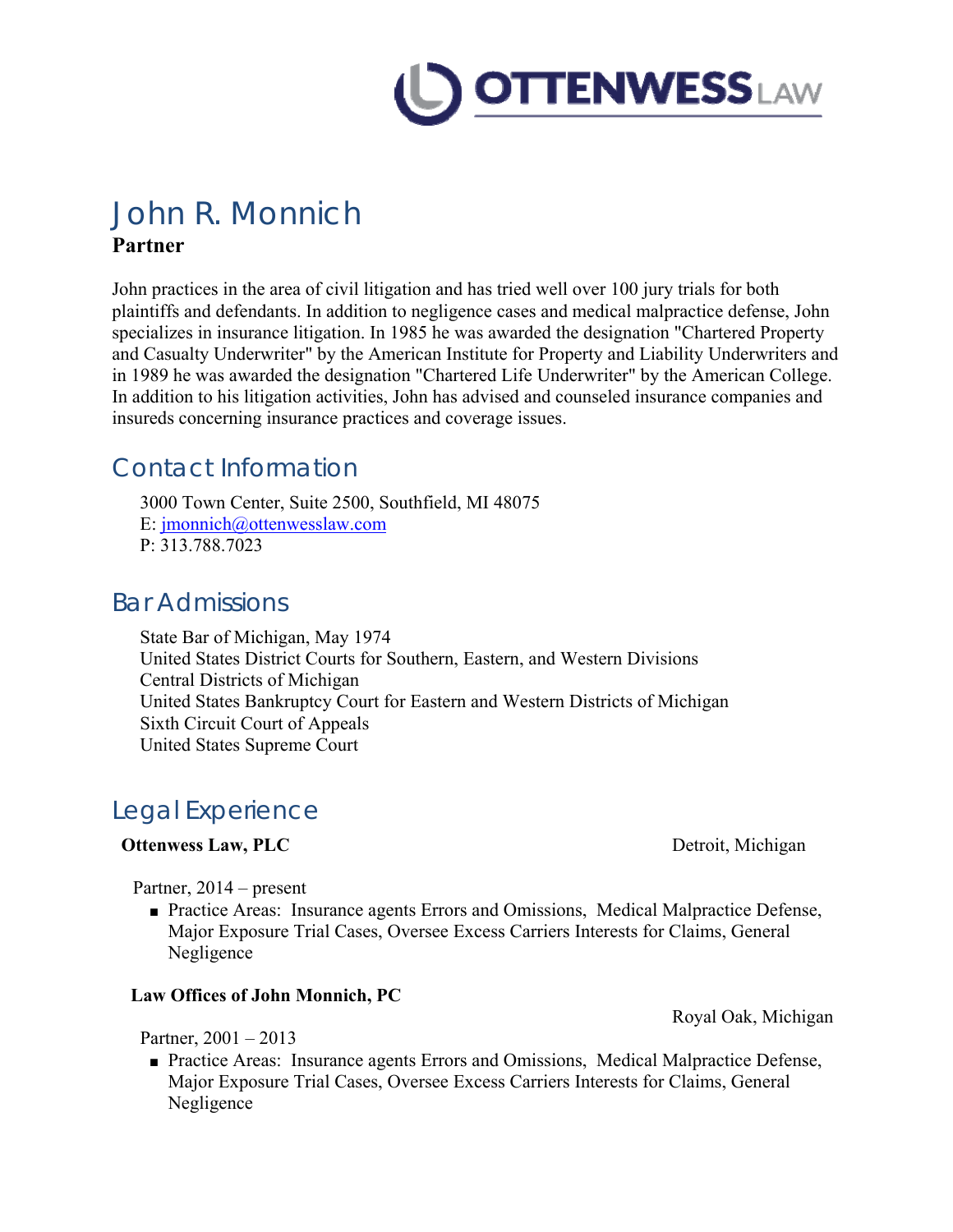OTTENWESS LAW

# John R. Monnich

**Partner**

John practices in the area of civil litigation and has tried well over 100 jury trials for both plaintiffs and defendants. In addition to negligence cases and medical malpractice defense, John specializes in insurance litigation. In 1985 he was awarded the designation "Chartered Property and Casualty Underwriter" by the American Institute for Property and Liability Underwriters and in 1989 he was awarded the designation "Chartered Life Underwriter" by the American College. In addition to his litigation activities, John has advised and counseled insurance companies and insureds concerning insurance practices and coverage issues.

## Contact Information

3000 Town Center, Suite 2500, Southfield, MI 48075
E: jmonnich@ottenwesslaw.com
P: 313.788.7023

## Bar Admissions

State Bar of Michigan, May 1974
United States District Courts for Southern, Eastern, and Western Divisions
Central Districts of Michigan
United States Bankruptcy Court for Eastern and Western Districts of Michigan
Sixth Circuit Court of Appeals
United States Supreme Court

## Legal Experience

**Ottenwess Law, PLC** — Detroit, Michigan

Partner, 2014 – present

- Practice Areas: Insurance agents Errors and Omissions, Medical Malpractice Defense, Major Exposure Trial Cases, Oversee Excess Carriers Interests for Claims, General Negligence

**Law Offices of John Monnich, PC** — Royal Oak, Michigan

Partner, 2001 – 2013

- Practice Areas: Insurance agents Errors and Omissions, Medical Malpractice Defense, Major Exposure Trial Cases, Oversee Excess Carriers Interests for Claims, General Negligence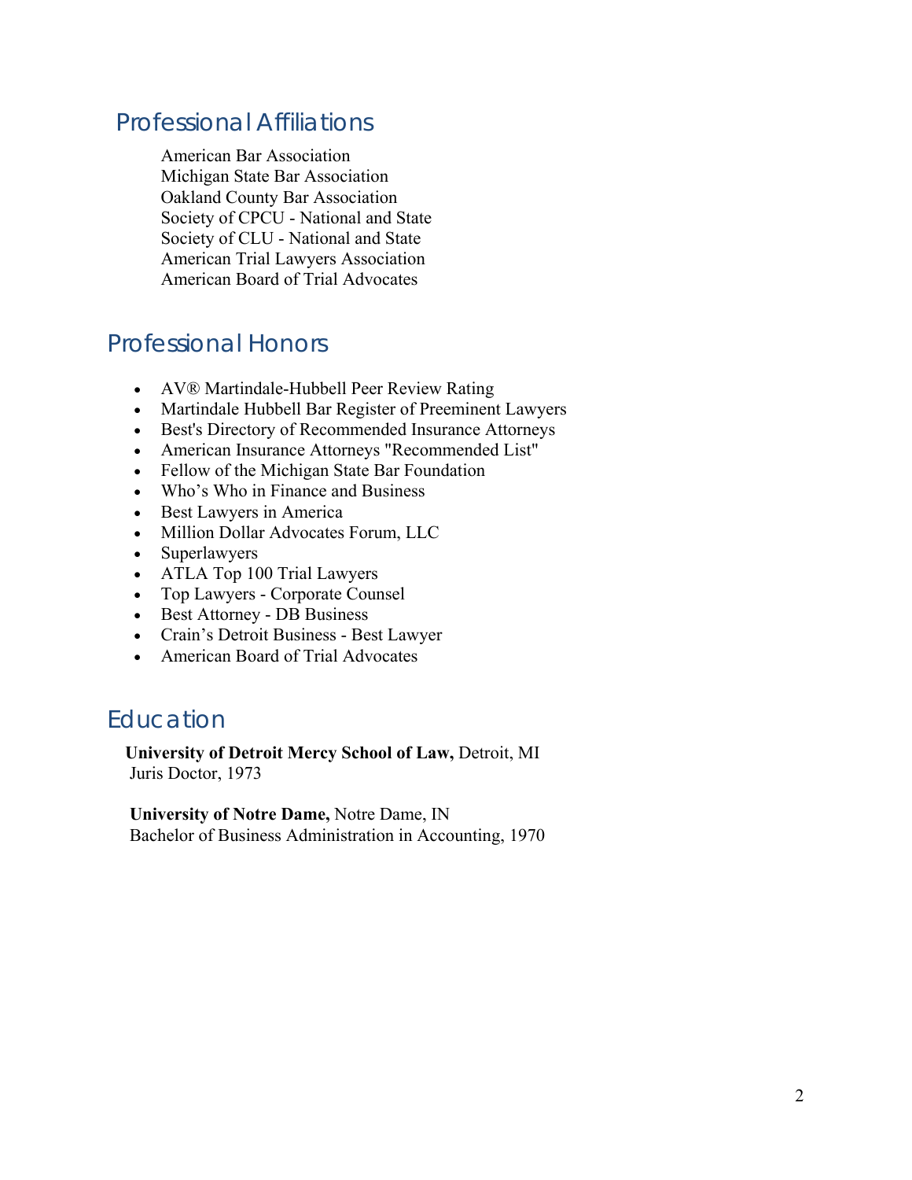## Professional Affiliations

American Bar Association
Michigan State Bar Association
Oakland County Bar Association
Society of CPCU - National and State
Society of CLU - National and State
American Trial Lawyers Association
American Board of Trial Advocates

## Professional Honors

- AV® Martindale-Hubbell Peer Review Rating
- Martindale Hubbell Bar Register of Preeminent Lawyers
- Best's Directory of Recommended Insurance Attorneys
- American Insurance Attorneys "Recommended List"
- Fellow of the Michigan State Bar Foundation
- Who's Who in Finance and Business
- Best Lawyers in America
- Million Dollar Advocates Forum, LLC
- Superlawyers
- ATLA Top 100 Trial Lawyers
- Top Lawyers - Corporate Counsel
- Best Attorney - DB Business
- Crain's Detroit Business - Best Lawyer
- American Board of Trial Advocates

## Education

**University of Detroit Mercy School of Law,** Detroit, MI
Juris Doctor, 1973

**University of Notre Dame,** Notre Dame, IN
Bachelor of Business Administration in Accounting, 1970